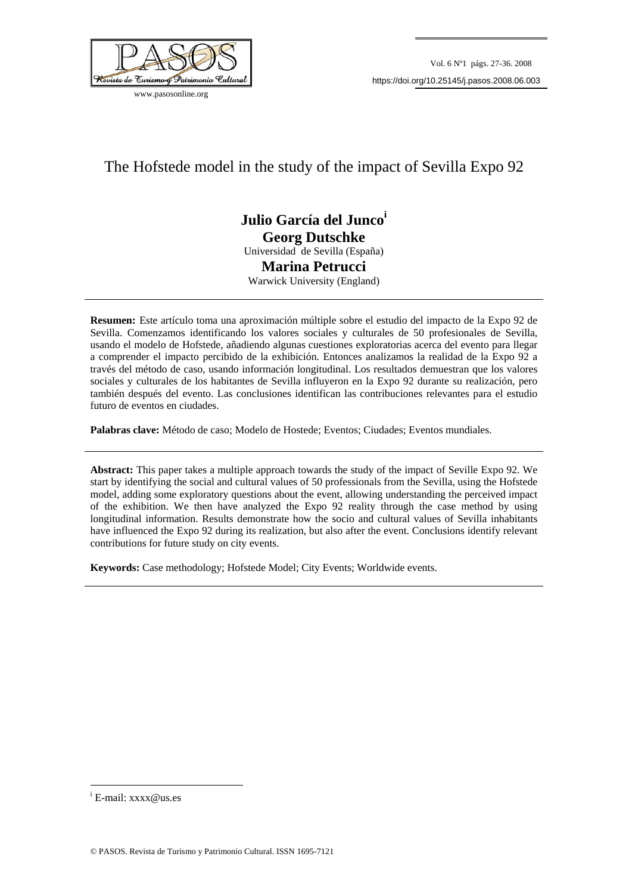# The Hofstede model in the study of the impact of Sevilla Expo 92

**Julio García del Junco**[i]
**Georg Dutschke**
Universidad de Sevilla (España)
**Marina Petrucci**
Warwick University (England)

---

**Resumen:** Este artículo toma una aproximación múltiple sobre el estudio del impacto de la Expo 92 de Sevilla. Comenzamos identificando los valores sociales y culturales de 50 profesionales de Sevilla, usando el modelo de Hofstede, añadiendo algunas cuestiones exploratorias acerca del evento para llegar a comprender el impacto percibido de la exhibición. Entonces analizamos la realidad de la Expo 92 a través del método de caso, usando información longitudinal. Los resultados demuestran que los valores sociales y culturales de los habitantes de Sevilla influyeron en la Expo 92 durante su realización, pero también después del evento. Las conclusiones identifican las contribuciones relevantes para el estudio futuro de eventos en ciudades.

**Palabras clave:** Método de caso; Modelo de Hostede; Eventos; Ciudades; Eventos mundiales.

---

**Abstract:** This paper takes a multiple approach towards the study of the impact of Seville Expo 92. We start by identifying the social and cultural values of 50 professionals from the Sevilla, using the Hofstede model, adding some exploratory questions about the event, allowing understanding the perceived impact of the exhibition. We then have analyzed the Expo 92 reality through the case method by using longitudinal information. Results demonstrate how the socio and cultural values of Sevilla inhabitants have influenced the Expo 92 during its realization, but also after the event. Conclusions identify relevant contributions for future study on city events.

**Keywords:** Case methodology; Hofstede Model; City Events; Worldwide events.

---

[i] E-mail: xxxx@us.es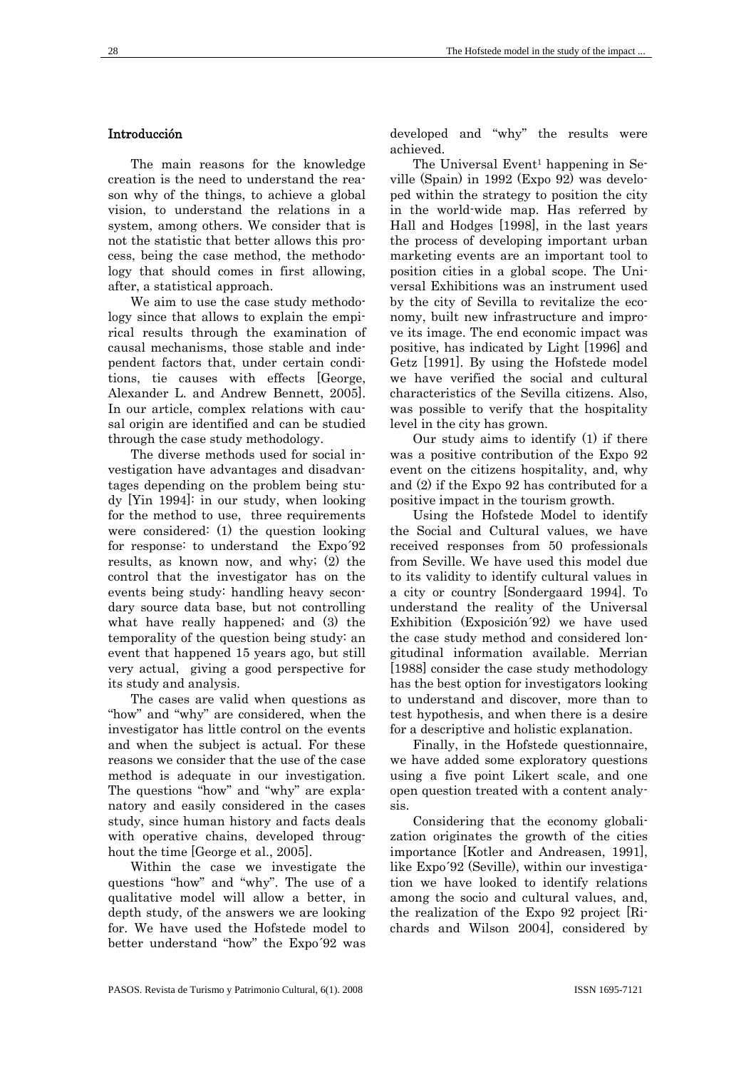## Introducción

The main reasons for the knowledge creation is the need to understand the reason why of the things, to achieve a global vision, to understand the relations in a system, among others. We consider that is not the statistic that better allows this process, being the case method, the methodology that should comes in first allowing, after, a statistical approach.

We aim to use the case study methodology since that allows to explain the empirical results through the examination of causal mechanisms, those stable and independent factors that, under certain conditions, tie causes with effects [George, Alexander L. and Andrew Bennett, 2005]. In our article, complex relations with causal origin are identified and can be studied through the case study methodology.

The diverse methods used for social investigation have advantages and disadvantages depending on the problem being study [Yin 1994]: in our study, when looking for the method to use, three requirements were considered: (1) the question looking for response: to understand the Expo´92 results, as known now, and why; (2) the control that the investigator has on the events being study: handling heavy secondary source data base, but not controlling what have really happened; and (3) the temporality of the question being study: an event that happened 15 years ago, but still very actual, giving a good perspective for its study and analysis.

The cases are valid when questions as "how" and "why" are considered, when the investigator has little control on the events and when the subject is actual. For these reasons we consider that the use of the case method is adequate in our investigation. The questions "how" and "why" are explanatory and easily considered in the cases study, since human history and facts deals with operative chains, developed throughout the time [George et al., 2005].

Within the case we investigate the questions "how" and "why". The use of a qualitative model will allow a better, in depth study, of the answers we are looking for. We have used the Hofstede model to better understand "how" the Expo´92 was developed and "why" the results were achieved.

The Universal Event[1] happening in Seville (Spain) in 1992 (Expo 92) was developed within the strategy to position the city in the world-wide map. Has referred by Hall and Hodges [1998], in the last years the process of developing important urban marketing events are an important tool to position cities in a global scope. The Universal Exhibitions was an instrument used by the city of Sevilla to revitalize the economy, built new infrastructure and improve its image. The end economic impact was positive, has indicated by Light [1996] and Getz [1991]. By using the Hofstede model we have verified the social and cultural characteristics of the Sevilla citizens. Also, was possible to verify that the hospitality level in the city has grown.

Our study aims to identify (1) if there was a positive contribution of the Expo 92 event on the citizens hospitality, and, why and (2) if the Expo 92 has contributed for a positive impact in the tourism growth.

Using the Hofstede Model to identify the Social and Cultural values, we have received responses from 50 professionals from Seville. We have used this model due to its validity to identify cultural values in a city or country [Sondergaard 1994]. To understand the reality of the Universal Exhibition (Exposición´92) we have used the case study method and considered longitudinal information available. Merrian [1988] consider the case study methodology has the best option for investigators looking to understand and discover, more than to test hypothesis, and when there is a desire for a descriptive and holistic explanation.

Finally, in the Hofstede questionnaire, we have added some exploratory questions using a five point Likert scale, and one open question treated with a content analysis.

Considering that the economy globalization originates the growth of the cities importance [Kotler and Andreasen, 1991], like Expo´92 (Seville), within our investigation we have looked to identify relations among the socio and cultural values, and, the realization of the Expo 92 project [Richards and Wilson 2004], considered by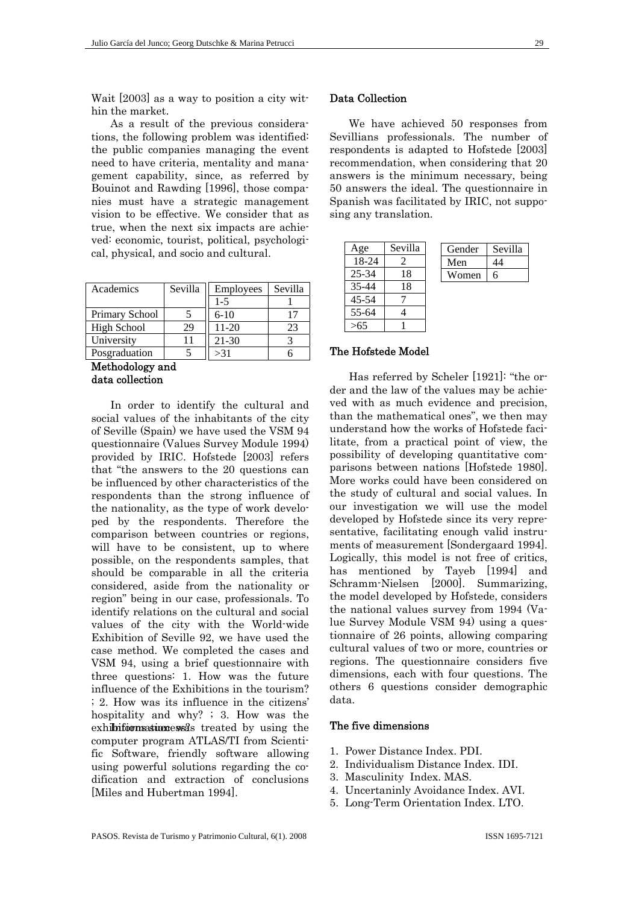Wait [2003] as a way to position a city within the market.

As a result of the previous considerations, the following problem was identified: the public companies managing the event need to have criteria, mentality and management capability, since, as referred by Bouinot and Rawding [1996], those companies must have a strategic management vision to be effective. We consider that as true, when the next six impacts are achieved: economic, tourist, political, psychological, physical, and socio and cultural.

| Academics | Sevilla |
|---|---|
| Primary School | 5 |
| High School | 29 |
| University | 11 |
| Posgraduation | 5 |

| Employees | Sevilla |
|---|---|
| 1-5 | 1 |
| 6-10 | 17 |
| 11-20 | 23 |
| 21-30 | 3 |
| >31 | 6 |

## Methodology and data collection

In order to identify the cultural and social values of the inhabitants of the city of Seville (Spain) we have used the VSM 94 questionnaire (Values Survey Module 1994) provided by IRIC. Hofstede [2003] refers that "the answers to the 20 questions can be influenced by other characteristics of the respondents than the strong influence of the nationality, as the type of work developed by the respondents. Therefore the comparison between countries or regions, will have to be consistent, up to where possible, on the respondents samples, that should be comparable in all the criteria considered, aside from the nationality or region" being in our case, professionals. To identify relations on the cultural and social values of the city with the World-wide Exhibition of Seville 92, we have used the case method. We completed the cases and VSM 94, using a brief questionnaire with three questions: 1. How was the future influence of the Exhibitions in the tourism? ; 2. How was its influence in the citizens' hospitality and why? ; 3. How was the exhibitions success? Information was treated by using the computer program ATLAS/TI from Scientific Software, friendly software allowing using powerful solutions regarding the codification and extraction of conclusions [Miles and Hubertman 1994].

## Data Collection

We have achieved 50 responses from Sevillians professionals. The number of respondents is adapted to Hofstede [2003] recommendation, when considering that 20 answers is the minimum necessary, being 50 answers the ideal. The questionnaire in Spanish was facilitated by IRIC, not supposing any translation.

| Age | Sevilla |
|---|---|
| 18-24 | 2 |
| 25-34 | 18 |
| 35-44 | 18 |
| 45-54 | 7 |
| 55-64 | 4 |
| >65 | 1 |

| Gender | Sevilla |
|---|---|
| Men | 44 |
| Women | 6 |

## The Hofstede Model

Has referred by Scheler [1921]: "the order and the law of the values may be achieved with as much evidence and precision, than the mathematical ones", we then may understand how the works of Hofstede facilitate, from a practical point of view, the possibility of developing quantitative comparisons between nations [Hofstede 1980]. More works could have been considered on the study of cultural and social values. In our investigation we will use the model developed by Hofstede since its very representative, facilitating enough valid instruments of measurement [Sondergaard 1994]. Logically, this model is not free of critics, has mentioned by Tayeb [1994] and Schramm-Nielsen [2000]. Summarizing, the model developed by Hofstede, considers the national values survey from 1994 (Value Survey Module VSM 94) using a questionnaire of 26 points, allowing comparing cultural values of two or more, countries or regions. The questionnaire considers five dimensions, each with four questions. The others 6 questions consider demographic data.

## The five dimensions

1. Power Distance Index. PDI.
2. Individualism Distance Index. IDI.
3. Masculinity Index. MAS.
4. Uncertaninly Avoidance Index. AVI.
5. Long-Term Orientation Index. LTO.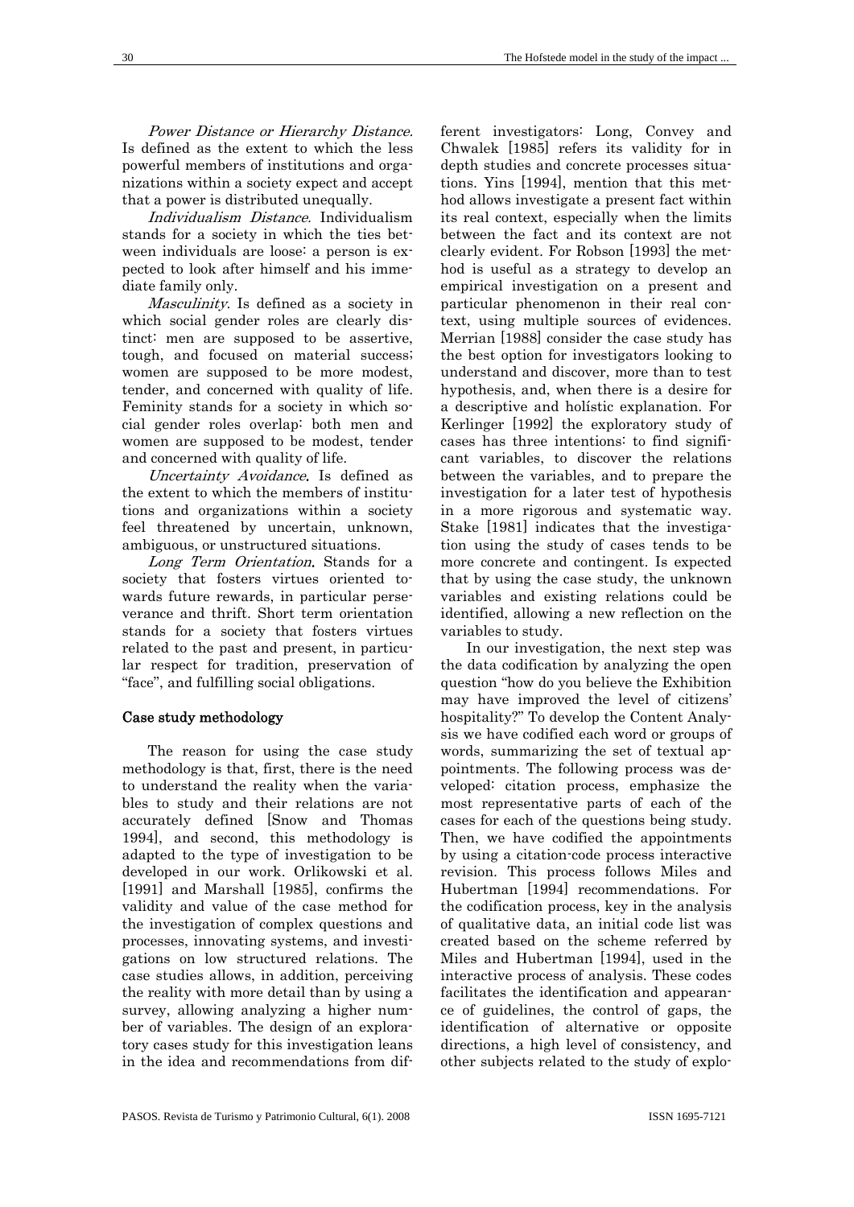*Power Distance or Hierarchy Distance.* Is defined as the extent to which the less powerful members of institutions and organizations within a society expect and accept that a power is distributed unequally.

*Individualism Distance.* Individualism stands for a society in which the ties between individuals are loose: a person is expected to look after himself and his immediate family only.

*Masculinity.* Is defined as a society in which social gender roles are clearly distinct: men are supposed to be assertive, tough, and focused on material success; women are supposed to be more modest, tender, and concerned with quality of life. Feminity stands for a society in which social gender roles overlap: both men and women are supposed to be modest, tender and concerned with quality of life.

*Uncertainty Avoidance.* Is defined as the extent to which the members of institutions and organizations within a society feel threatened by uncertain, unknown, ambiguous, or unstructured situations.

*Long Term Orientation.* Stands for a society that fosters virtues oriented towards future rewards, in particular perseverance and thrift. Short term orientation stands for a society that fosters virtues related to the past and present, in particular respect for tradition, preservation of "face", and fulfilling social obligations.

## Case study methodology

The reason for using the case study methodology is that, first, there is the need to understand the reality when the variables to study and their relations are not accurately defined [Snow and Thomas 1994], and second, this methodology is adapted to the type of investigation to be developed in our work. Orlikowski et al. [1991] and Marshall [1985], confirms the validity and value of the case method for the investigation of complex questions and processes, innovating systems, and investigations on low structured relations. The case studies allows, in addition, perceiving the reality with more detail than by using a survey, allowing analyzing a higher number of variables. The design of an exploratory cases study for this investigation leans in the idea and recommendations from different investigators: Long, Convey and Chwalek [1985] refers its validity for in depth studies and concrete processes situations. Yins [1994], mention that this method allows investigate a present fact within its real context, especially when the limits between the fact and its context are not clearly evident. For Robson [1993] the method is useful as a strategy to develop an empirical investigation on a present and particular phenomenon in their real context, using multiple sources of evidences. Merrian [1988] consider the case study has the best option for investigators looking to understand and discover, more than to test hypothesis, and, when there is a desire for a descriptive and holístic explanation. For Kerlinger [1992] the exploratory study of cases has three intentions: to find significant variables, to discover the relations between the variables, and to prepare the investigation for a later test of hypothesis in a more rigorous and systematic way. Stake [1981] indicates that the investigation using the study of cases tends to be more concrete and contingent. Is expected that by using the case study, the unknown variables and existing relations could be identified, allowing a new reflection on the variables to study.

In our investigation, the next step was the data codification by analyzing the open question "how do you believe the Exhibition may have improved the level of citizens' hospitality?" To develop the Content Analysis we have codified each word or groups of words, summarizing the set of textual appointments. The following process was developed: citation process, emphasize the most representative parts of each of the cases for each of the questions being study. Then, we have codified the appointments by using a citation-code process interactive revision. This process follows Miles and Hubertman [1994] recommendations. For the codification process, key in the analysis of qualitative data, an initial code list was created based on the scheme referred by Miles and Hubertman [1994], used in the interactive process of analysis. These codes facilitates the identification and appearance of guidelines, the control of gaps, the identification of alternative or opposite directions, a high level of consistency, and other subjects related to the study of explo-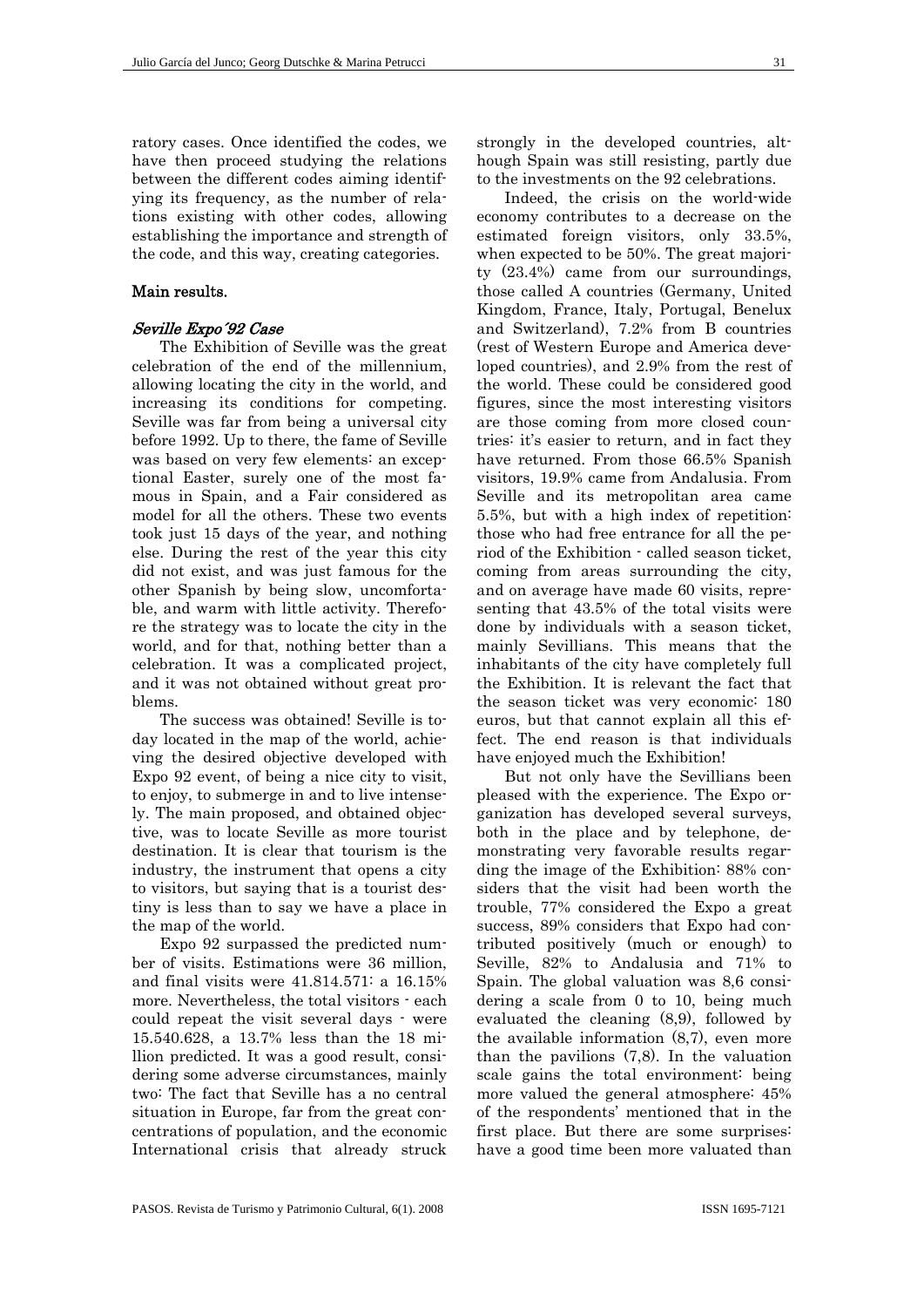ratory cases. Once identified the codes, we have then proceed studying the relations between the different codes aiming identifying its frequency, as the number of relations existing with other codes, allowing establishing the importance and strength of the code, and this way, creating categories.

## Main results.

### *Seville Expo´92 Case*

The Exhibition of Seville was the great celebration of the end of the millennium, allowing locating the city in the world, and increasing its conditions for competing. Seville was far from being a universal city before 1992. Up to there, the fame of Seville was based on very few elements: an exceptional Easter, surely one of the most famous in Spain, and a Fair considered as model for all the others. These two events took just 15 days of the year, and nothing else. During the rest of the year this city did not exist, and was just famous for the other Spanish by being slow, uncomfortable, and warm with little activity. Therefore the strategy was to locate the city in the world, and for that, nothing better than a celebration. It was a complicated project, and it was not obtained without great problems.

The success was obtained! Seville is today located in the map of the world, achieving the desired objective developed with Expo 92 event, of being a nice city to visit, to enjoy, to submerge in and to live intensely. The main proposed, and obtained objective, was to locate Seville as more tourist destination. It is clear that tourism is the industry, the instrument that opens a city to visitors, but saying that is a tourist destiny is less than to say we have a place in the map of the world.

Expo 92 surpassed the predicted number of visits. Estimations were 36 million, and final visits were 41.814.571: a 16.15% more. Nevertheless, the total visitors - each could repeat the visit several days - were 15.540.628, a 13.7% less than the 18 million predicted. It was a good result, considering some adverse circumstances, mainly two: The fact that Seville has a no central situation in Europe, far from the great concentrations of population, and the economic International crisis that already struck strongly in the developed countries, although Spain was still resisting, partly due to the investments on the 92 celebrations.

Indeed, the crisis on the world-wide economy contributes to a decrease on the estimated foreign visitors, only 33.5%, when expected to be 50%. The great majority (23.4%) came from our surroundings, those called A countries (Germany, United Kingdom, France, Italy, Portugal, Benelux and Switzerland), 7.2% from B countries (rest of Western Europe and America developed countries), and 2.9% from the rest of the world. These could be considered good figures, since the most interesting visitors are those coming from more closed countries: it's easier to return, and in fact they have returned. From those 66.5% Spanish visitors, 19.9% came from Andalusia. From Seville and its metropolitan area came 5.5%, but with a high index of repetition: those who had free entrance for all the period of the Exhibition - called season ticket, coming from areas surrounding the city, and on average have made 60 visits, representing that 43.5% of the total visits were done by individuals with a season ticket, mainly Sevillians. This means that the inhabitants of the city have completely full the Exhibition. It is relevant the fact that the season ticket was very economic: 180 euros, but that cannot explain all this effect. The end reason is that individuals have enjoyed much the Exhibition!

But not only have the Sevillians been pleased with the experience. The Expo organization has developed several surveys, both in the place and by telephone, demonstrating very favorable results regarding the image of the Exhibition: 88% considers that the visit had been worth the trouble, 77% considered the Expo a great success, 89% considers that Expo had contributed positively (much or enough) to Seville, 82% to Andalusia and 71% to Spain. The global valuation was 8,6 considering a scale from 0 to 10, being much evaluated the cleaning (8,9), followed by the available information (8,7), even more than the pavilions (7,8). In the valuation scale gains the total environment: being more valued the general atmosphere: 45% of the respondents' mentioned that in the first place. But there are some surprises: have a good time been more valuated than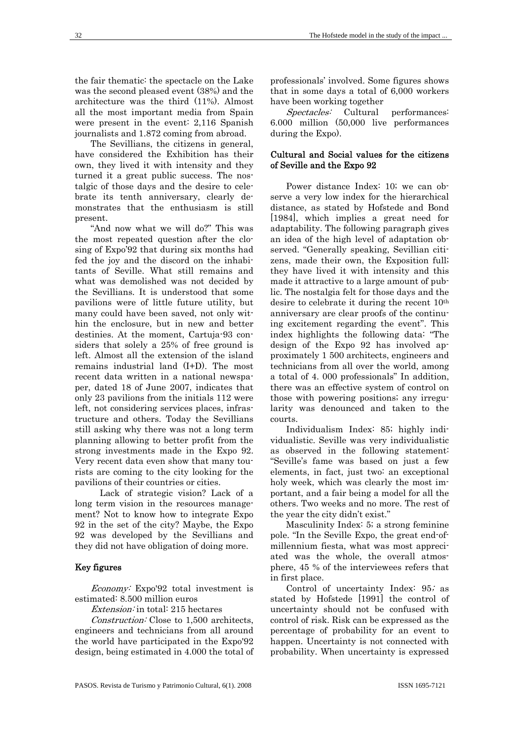the fair thematic: the spectacle on the Lake was the second pleased event (38%) and the architecture was the third (11%). Almost all the most important media from Spain were present in the event: 2,116 Spanish journalists and 1.872 coming from abroad.

The Sevillians, the citizens in general, have considered the Exhibition has their own, they lived it with intensity and they turned it a great public success. The nostalgic of those days and the desire to celebrate its tenth anniversary, clearly demonstrates that the enthusiasm is still present.

"And now what we will do?" This was the most repeated question after the closing of Expo'92 that during six months had fed the joy and the discord on the inhabitants of Seville. What still remains and what was demolished was not decided by the Sevillians. It is understood that some pavilions were of little future utility, but many could have been saved, not only within the enclosure, but in new and better destinies. At the moment, Cartuja-93 considers that solely a 25% of free ground is left. Almost all the extension of the island remains industrial land (I+D). The most recent data written in a national newspaper, dated 18 of June 2007, indicates that only 23 pavilions from the initials 112 were left, not considering services places, infrastructure and others. Today the Sevillians still asking why there was not a long term planning allowing to better profit from the strong investments made in the Expo 92. Very recent data even show that many tourists are coming to the city looking for the pavilions of their countries or cities.

Lack of strategic vision? Lack of a long term vision in the resources management? Not to know how to integrate Expo 92 in the set of the city? Maybe, the Expo 92 was developed by the Sevillians and they did not have obligation of doing more.

## Key figures

*Economy:* Expo'92 total investment is estimated: 8.500 million euros

*Extension:* in total: 215 hectares

*Construction:* Close to 1,500 architects, engineers and technicians from all around the world have participated in the Expo'92 design, being estimated in 4.000 the total of professionals' involved. Some figures shows that in some days a total of 6,000 workers have been working together

*Spectacles:* Cultural performances: 6.000 million (50,000 live performances during the Expo).

## Cultural and Social values for the citizens of Seville and the Expo 92

Power distance Index: 10; we can observe a very low index for the hierarchical distance, as stated by Hofstede and Bond [1984], which implies a great need for adaptability. The following paragraph gives an idea of the high level of adaptation observed. "Generally speaking, Sevillian citizens, made their own, the Exposition full; they have lived it with intensity and this made it attractive to a large amount of public. The nostalgia felt for those days and the desire to celebrate it during the recent 10th anniversary are clear proofs of the continuing excitement regarding the event". This index highlights the following data: "The design of the Expo 92 has involved approximately 1 500 architects, engineers and technicians from all over the world, among a total of 4. 000 professionals" In addition, there was an effective system of control on those with powering positions; any irregularity was denounced and taken to the courts.

Individualism Index: 85; highly individualistic. Seville was very individualistic as observed in the following statement: "Seville's fame was based on just a few elements, in fact, just two: an exceptional holy week, which was clearly the most important, and a fair being a model for all the others. Two weeks and no more. The rest of the year the city didn't exist."

Masculinity Index: 5; a strong feminine pole. "In the Seville Expo, the great end-of-millennium fiesta, what was most appreciated was the whole, the overall atmosphere, 45 % of the interviewees refers that in first place.

Control of uncertainty Index: 95; as stated by Hofstede [1991] the control of uncertainty should not be confused with control of risk. Risk can be expressed as the percentage of probability for an event to happen. Uncertainty is not connected with probability. When uncertainty is expressed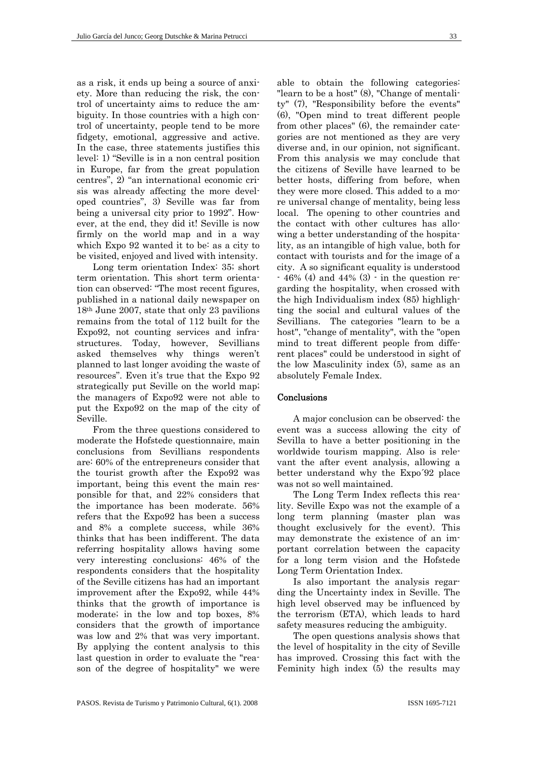as a risk, it ends up being a source of anxiety. More than reducing the risk, the control of uncertainty aims to reduce the ambiguity. In those countries with a high control of uncertainty, people tend to be more fidgety, emotional, aggressive and active. In the case, three statements justifies this level: 1) "Seville is in a non central position in Europe, far from the great population centres", 2) "an international economic crisis was already affecting the more developed countries", 3) Seville was far from being a universal city prior to 1992". However, at the end, they did it! Seville is now firmly on the world map and in a way which Expo 92 wanted it to be: as a city to be visited, enjoyed and lived with intensity.

Long term orientation Index: 35; short term orientation. This short term orientation can observed: "The most recent figures, published in a national daily newspaper on 18th June 2007, state that only 23 pavilions remains from the total of 112 built for the Expo92, not counting services and infrastructures. Today, however, Sevillians asked themselves why things weren't planned to last longer avoiding the waste of resources". Even it's true that the Expo 92 strategically put Seville on the world map; the managers of Expo92 were not able to put the Expo92 on the map of the city of Seville.

From the three questions considered to moderate the Hofstede questionnaire, main conclusions from Sevillians respondents are: 60% of the entrepreneurs consider that the tourist growth after the Expo92 was important, being this event the main responsible for that, and 22% considers that the importance has been moderate. 56% refers that the Expo92 has been a success and 8% a complete success, while 36% thinks that has been indifferent. The data referring hospitality allows having some very interesting conclusions: 46% of the respondents considers that the hospitality of the Seville citizens has had an important improvement after the Expo92, while 44% thinks that the growth of importance is moderate; in the low and top boxes, 8% considers that the growth of importance was low and 2% that was very important. By applying the content analysis to this last question in order to evaluate the "reason of the degree of hospitality" we were able to obtain the following categories: "learn to be a host" (8), "Change of mentality" (7), "Responsibility before the events" (6), "Open mind to treat different people from other places" (6), the remainder categories are not mentioned as they are very diverse and, in our opinion, not significant. From this analysis we may conclude that the citizens of Seville have learned to be better hosts, differing from before, when they were more closed. This added to a more universal change of mentality, being less local. The opening to other countries and the contact with other cultures has allowing a better understanding of the hospitality, as an intangible of high value, both for contact with tourists and for the image of a city. A so significant equality is understood - 46% (4) and 44% (3) - in the question regarding the hospitality, when crossed with the high Individualism index (85) highlighting the social and cultural values of the Sevillians. The categories "learn to be a host", "change of mentality", with the "open mind to treat different people from different places" could be understood in sight of the low Masculinity index (5), same as an absolutely Female Index.

## Conclusions

A major conclusion can be observed: the event was a success allowing the city of Sevilla to have a better positioning in the worldwide tourism mapping. Also is relevant the after event analysis, allowing a better understand why the Expo´92 place was not so well maintained.

The Long Term Index reflects this reality. Seville Expo was not the example of a long term planning (master plan was thought exclusively for the event). This may demonstrate the existence of an important correlation between the capacity for a long term vision and the Hofstede Long Term Orientation Index.

Is also important the analysis regarding the Uncertainty index in Seville. The high level observed may be influenced by the terrorism (ETA), which leads to hard safety measures reducing the ambiguity.

The open questions analysis shows that the level of hospitality in the city of Seville has improved. Crossing this fact with the Feminity high index (5) the results may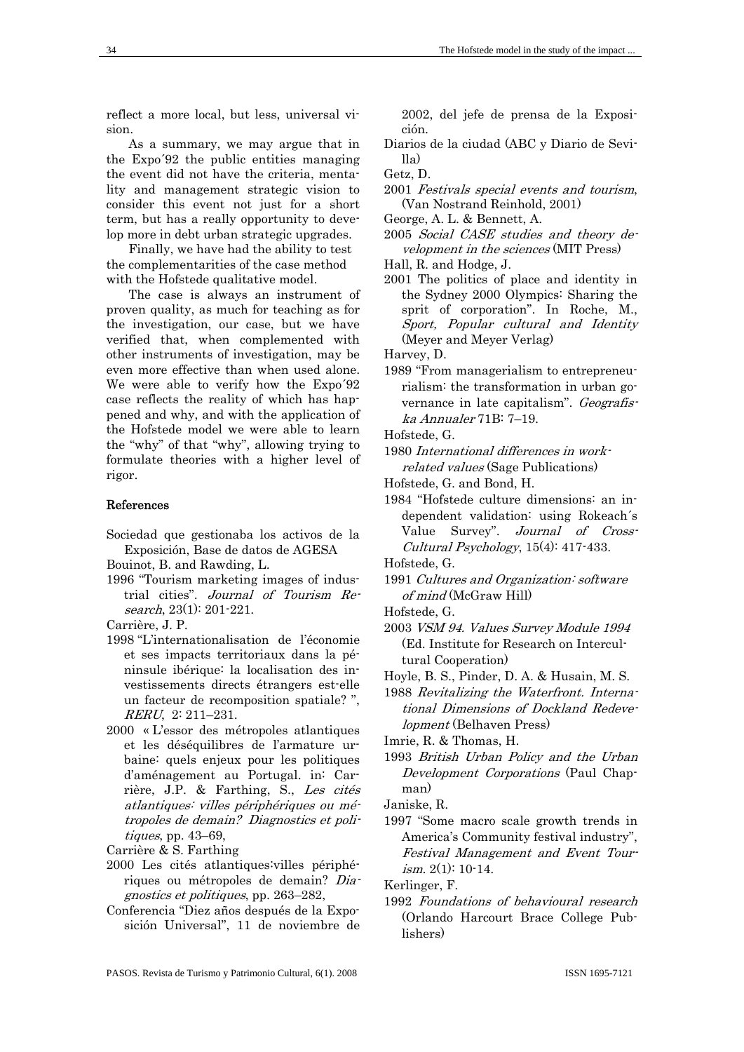reflect a more local, but less, universal vision.

As a summary, we may argue that in the Expo´92 the public entities managing the event did not have the criteria, mentality and management strategic vision to consider this event not just for a short term, but has a really opportunity to develop more in debt urban strategic upgrades.

Finally, we have had the ability to test the complementarities of the case method with the Hofstede qualitative model.

The case is always an instrument of proven quality, as much for teaching as for the investigation, our case, but we have verified that, when complemented with other instruments of investigation, may be even more effective than when used alone. We were able to verify how the Expo´92 case reflects the reality of which has happened and why, and with the application of the Hofstede model we were able to learn the "why" of that "why", allowing trying to formulate theories with a higher level of rigor.

## References

Sociedad que gestionaba los activos de la Exposición, Base de datos de AGESA

Bouinot, B. and Rawding, L.

1996 "Tourism marketing images of industrial cities". *Journal of Tourism Research*, 23(1): 201-221.

Carrière, J. P.

1998 "L'internationalisation de l'économie et ses impacts territoriaux dans la péninsule ibérique: la localisation des investissements directs étrangers est-elle un facteur de recomposition spatiale? ", *RERU*, 2: 211–231.

2000 « L'essor des métropoles atlantiques et les déséquilibres de l'armature urbaine: quels enjeux pour les politiques d'aménagement au Portugal. in: Carrière, J.P. & Farthing, S., *Les cités atlantiques: villes périphériques ou métropoles de demain? Diagnostics et politiques*, pp. 43–69,

Carrière & S. Farthing

2000 Les cités atlantiques:villes périphériques ou métropoles de demain? *Diagnostics et politiques*, pp. 263–282,

Conferencia "Diez años después de la Exposición Universal", 11 de noviembre de 2002, del jefe de prensa de la Exposición.

Diarios de la ciudad (ABC y Diario de Sevilla)

Getz, D.

2001 *Festivals special events and tourism*, (Van Nostrand Reinhold, 2001)

George, A. L. & Bennett, A.

2005 *Social CASE studies and theory development in the sciences* (MIT Press)

Hall, R. and Hodge, J.

2001 The politics of place and identity in the Sydney 2000 Olympics: Sharing the sprit of corporation". In Roche, M., *Sport, Popular cultural and Identity* (Meyer and Meyer Verlag)

Harvey, D.

1989 "From managerialism to entrepreneurialism: the transformation in urban governance in late capitalism". *Geografiska Annualer* 71B: 7–19.

Hofstede, G.

1980 *International differences in work-related values* (Sage Publications)

Hofstede, G. and Bond, H.

1984 "Hofstede culture dimensions: an independent validation: using Rokeach´s Value Survey". *Journal of Cross-Cultural Psychology*, 15(4): 417-433.

Hofstede, G.

1991 *Cultures and Organization: software of mind* (McGraw Hill)

Hofstede, G.

2003 *VSM 94. Values Survey Module 1994* (Ed. Institute for Research on Intercultural Cooperation)

Hoyle, B. S., Pinder, D. A. & Husain, M. S.

1988 *Revitalizing the Waterfront. International Dimensions of Dockland Redevelopment* (Belhaven Press)

Imrie, R. & Thomas, H.

1993 *British Urban Policy and the Urban Development Corporations* (Paul Chapman)

Janiske, R.

1997 "Some macro scale growth trends in America's Community festival industry", *Festival Management and Event Tourism*. 2(1): 10-14.

Kerlinger, F.

1992 *Foundations of behavioural research* (Orlando Harcourt Brace College Publishers)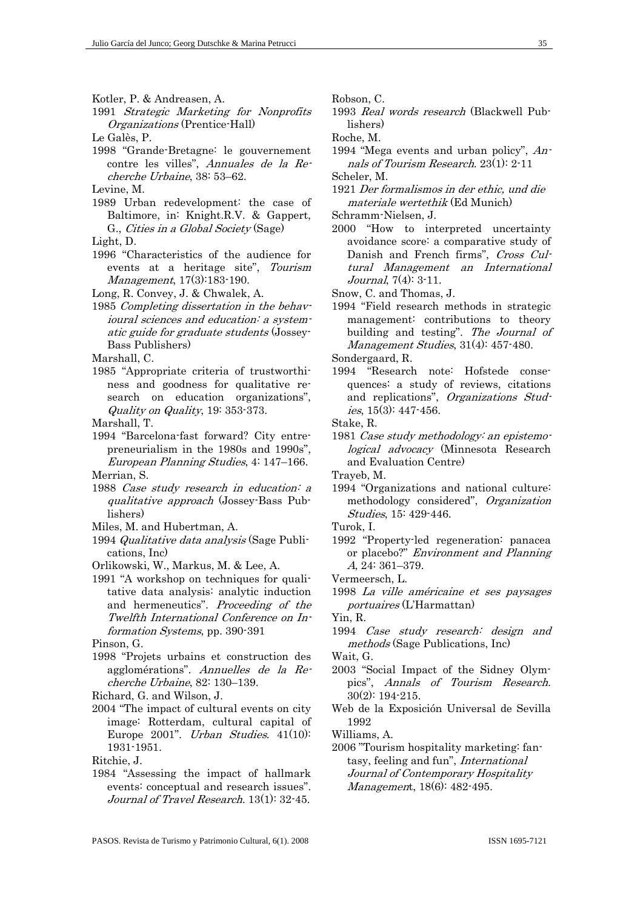Kotler, P. & Andreasen, A.

1991 *Strategic Marketing for Nonprofits Organizations* (Prentice-Hall)

Le Galès, P.

1998 "Grande-Bretagne: le gouvernement contre les villes", *Annuales de la Recherche Urbaine*, 38: 53–62.

Levine, M.

1989 Urban redevelopment: the case of Baltimore, in: Knight.R.V. & Gappert, G., *Cities in a Global Society* (Sage)

Light, D.

1996 "Characteristics of the audience for events at a heritage site", *Tourism Management*, 17(3):183-190.

Long, R. Convey, J. & Chwalek, A.

1985 *Completing dissertation in the behavioural sciences and education: a systematic guide for graduate students* (Jossey-Bass Publishers)

Marshall, C.

1985 "Appropriate criteria of trustworthiness and goodness for qualitative research on education organizations", *Quality on Quality*, 19: 353-373.

Marshall, T.

1994 "Barcelona-fast forward? City entrepreneurialism in the 1980s and 1990s", *European Planning Studies*, 4: 147–166.

Merrian, S.

1988 *Case study research in education: a qualitative approach* (Jossey-Bass Publishers)

Miles, M. and Hubertman, A.

1994 *Qualitative data analysis* (Sage Publications, Inc)

Orlikowski, W., Markus, M. & Lee, A.

1991 "A workshop on techniques for qualitative data analysis: analytic induction and hermeneutics". *Proceeding of the Twelfth International Conference on Information Systems*, pp. 390-391

Pinson, G.

1998 "Projets urbains et construction des agglomérations". *Annuelles de la Recherche Urbaine*, 82: 130–139.

Richard, G. and Wilson, J.

2004 "The impact of cultural events on city image: Rotterdam, cultural capital of Europe 2001". *Urban Studies*. 41(10): 1931-1951.

Ritchie, J.

1984 "Assessing the impact of hallmark events: conceptual and research issues". *Journal of Travel Research*. 13(1): 32-45.

Robson, C.

1993 *Real words research* (Blackwell Publishers)

Roche, M.

1994 "Mega events and urban policy", *Annals of Tourism Research*. 23(1): 2-11

Scheler, M.

1921 *Der formalismos in der ethic, und die materiale wertethik* (Ed Munich)

Schramm-Nielsen, J.

2000 "How to interpreted uncertainty avoidance score: a comparative study of Danish and French firms", *Cross Cultural Management an International Journal*, 7(4): 3-11.

Snow, C. and Thomas, J.

1994 "Field research methods in strategic management: contributions to theory building and testing". *The Journal of Management Studies*, 31(4): 457-480.

Sondergaard, R.

1994 "Research note: Hofstede consequences: a study of reviews, citations and replications", *Organizations Studies*, 15(3): 447-456.

Stake, R.

1981 *Case study methodology: an epistemological advocacy* (Minnesota Research and Evaluation Centre)

Trayeb, M.

1994 "Organizations and national culture: methodology considered", *Organization Studies*, 15: 429-446.

Turok, I.

1992 "Property-led regeneration: panacea or placebo?" *Environment and Planning A*, 24: 361–379.

Vermeersch, L.

1998 *La ville américaine et ses paysages portuaires* (L'Harmattan)

Yin, R.

1994 *Case study research: design and methods* (Sage Publications, Inc)

Wait, G.

2003 "Social Impact of the Sidney Olympics", *Annals of Tourism Research*. 30(2): 194-215.

Web de la Exposición Universal de Sevilla 1992

Williams, A.

2006 "Tourism hospitality marketing: fantasy, feeling and fun", *International Journal of Contemporary Hospitality Management*, 18(6): 482-495.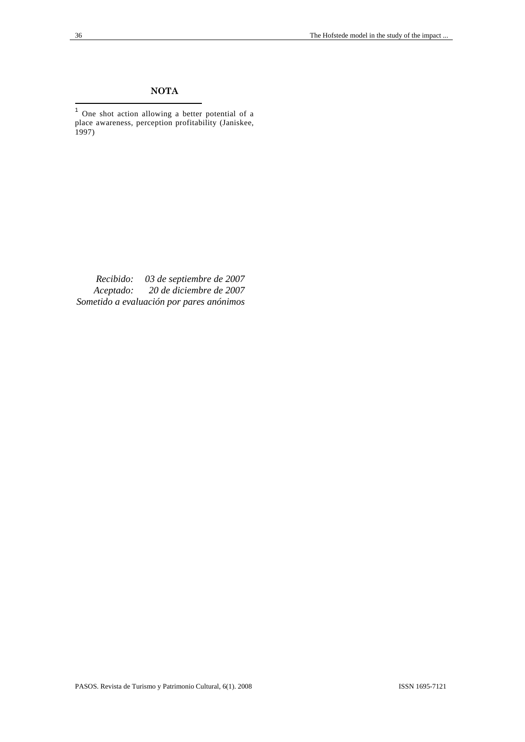## NOTA

[1] One shot action allowing a better potential of a place awareness, perception profitability (Janiskee, 1997)

*Recibido: 03 de septiembre de 2007*
*Aceptado: 20 de diciembre de 2007*
*Sometido a evaluación por pares anónimos*